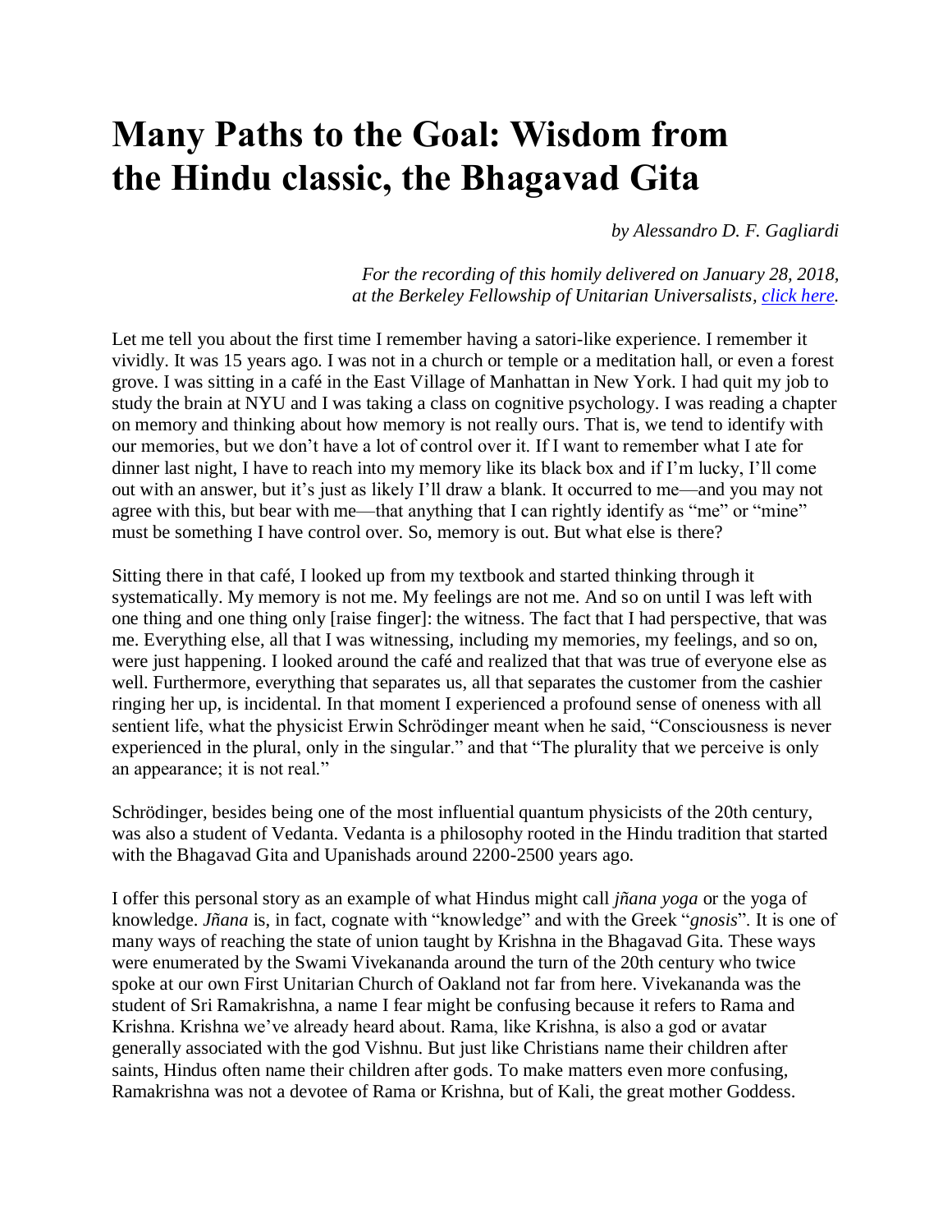# Many Paths to the Goal: Wisdom from the Hindu classic, the Bhagavad Gita

*by Alessandro D. F. Gagliardi*

*For the recording of this homily delivered on January 28, 2018, at the Berkeley Fellowship of Unitarian Universalists, [click here](#).*

Let me tell you about the first time I remember having a satori-like experience. I remember it vividly. It was 15 years ago. I was not in a church or temple or a meditation hall, or even a forest grove. I was sitting in a café in the East Village of Manhattan in New York. I had quit my job to study the brain at NYU and I was taking a class on cognitive psychology. I was reading a chapter on memory and thinking about how memory is not really ours. That is, we tend to identify with our memories, but we don't have a lot of control over it. If I want to remember what I ate for dinner last night, I have to reach into my memory like its black box and if I'm lucky, I'll come out with an answer, but it's just as likely I'll draw a blank. It occurred to me—and you may not agree with this, but bear with me—that anything that I can rightly identify as "me" or "mine" must be something I have control over. So, memory is out. But what else is there?

Sitting there in that café, I looked up from my textbook and started thinking through it systematically. My memory is not me. My feelings are not me. And so on until I was left with one thing and one thing only [raise finger]: the witness. The fact that I had perspective, that was me. Everything else, all that I was witnessing, including my memories, my feelings, and so on, were just happening. I looked around the café and realized that that was true of everyone else as well. Furthermore, everything that separates us, all that separates the customer from the cashier ringing her up, is incidental. In that moment I experienced a profound sense of oneness with all sentient life, what the physicist Erwin Schrödinger meant when he said, "Consciousness is never experienced in the plural, only in the singular." and that "The plurality that we perceive is only an appearance; it is not real."

Schrödinger, besides being one of the most influential quantum physicists of the 20th century, was also a student of Vedanta. Vedanta is a philosophy rooted in the Hindu tradition that started with the Bhagavad Gita and Upanishads around 2200-2500 years ago.

I offer this personal story as an example of what Hindus might call *jñana yoga* or the yoga of knowledge. *Jñana* is, in fact, cognate with "knowledge" and with the Greek "*gnosis*". It is one of many ways of reaching the state of union taught by Krishna in the Bhagavad Gita. These ways were enumerated by the Swami Vivekananda around the turn of the 20th century who twice spoke at our own First Unitarian Church of Oakland not far from here. Vivekananda was the student of Sri Ramakrishna, a name I fear might be confusing because it refers to Rama and Krishna. Krishna we've already heard about. Rama, like Krishna, is also a god or avatar generally associated with the god Vishnu. But just like Christians name their children after saints, Hindus often name their children after gods. To make matters even more confusing, Ramakrishna was not a devotee of Rama or Krishna, but of Kali, the great mother Goddess.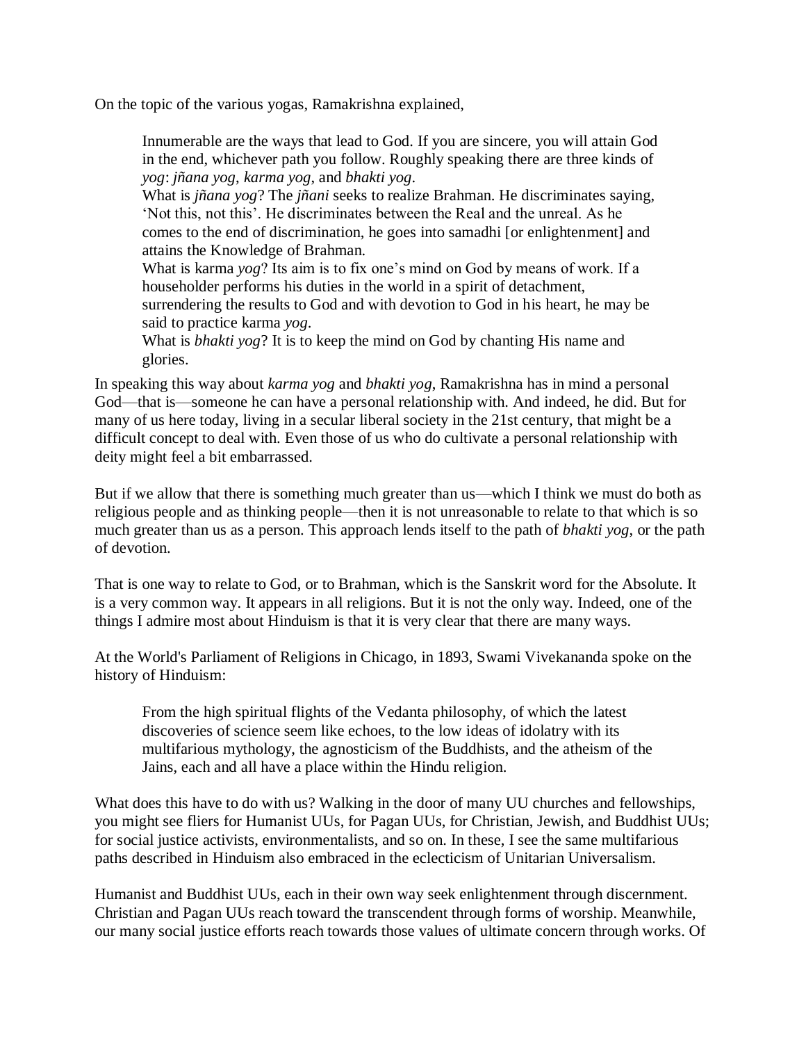On the topic of the various yogas, Ramakrishna explained,

> Innumerable are the ways that lead to God. If you are sincere, you will attain God in the end, whichever path you follow. Roughly speaking there are three kinds of *yog*: *jñana yog*, *karma yog*, and *bhakti yog*.
> What is *jñana yog*? The *jñani* seeks to realize Brahman. He discriminates saying, 'Not this, not this'. He discriminates between the Real and the unreal. As he comes to the end of discrimination, he goes into samadhi [or enlightenment] and attains the Knowledge of Brahman.
> What is karma *yog*? Its aim is to fix one's mind on God by means of work. If a householder performs his duties in the world in a spirit of detachment, surrendering the results to God and with devotion to God in his heart, he may be said to practice karma *yog*.
> What is *bhakti yog*? It is to keep the mind on God by chanting His name and glories.

In speaking this way about *karma yog* and *bhakti yog*, Ramakrishna has in mind a personal God—that is—someone he can have a personal relationship with. And indeed, he did. But for many of us here today, living in a secular liberal society in the 21st century, that might be a difficult concept to deal with. Even those of us who do cultivate a personal relationship with deity might feel a bit embarrassed.

But if we allow that there is something much greater than us—which I think we must do both as religious people and as thinking people—then it is not unreasonable to relate to that which is so much greater than us as a person. This approach lends itself to the path of *bhakti yog*, or the path of devotion.

That is one way to relate to God, or to Brahman, which is the Sanskrit word for the Absolute. It is a very common way. It appears in all religions. But it is not the only way. Indeed, one of the things I admire most about Hinduism is that it is very clear that there are many ways.

At the World's Parliament of Religions in Chicago, in 1893, Swami Vivekananda spoke on the history of Hinduism:

> From the high spiritual flights of the Vedanta philosophy, of which the latest discoveries of science seem like echoes, to the low ideas of idolatry with its multifarious mythology, the agnosticism of the Buddhists, and the atheism of the Jains, each and all have a place within the Hindu religion.

What does this have to do with us? Walking in the door of many UU churches and fellowships, you might see fliers for Humanist UUs, for Pagan UUs, for Christian, Jewish, and Buddhist UUs; for social justice activists, environmentalists, and so on. In these, I see the same multifarious paths described in Hinduism also embraced in the eclecticism of Unitarian Universalism.

Humanist and Buddhist UUs, each in their own way seek enlightenment through discernment. Christian and Pagan UUs reach toward the transcendent through forms of worship. Meanwhile, our many social justice efforts reach towards those values of ultimate concern through works. Of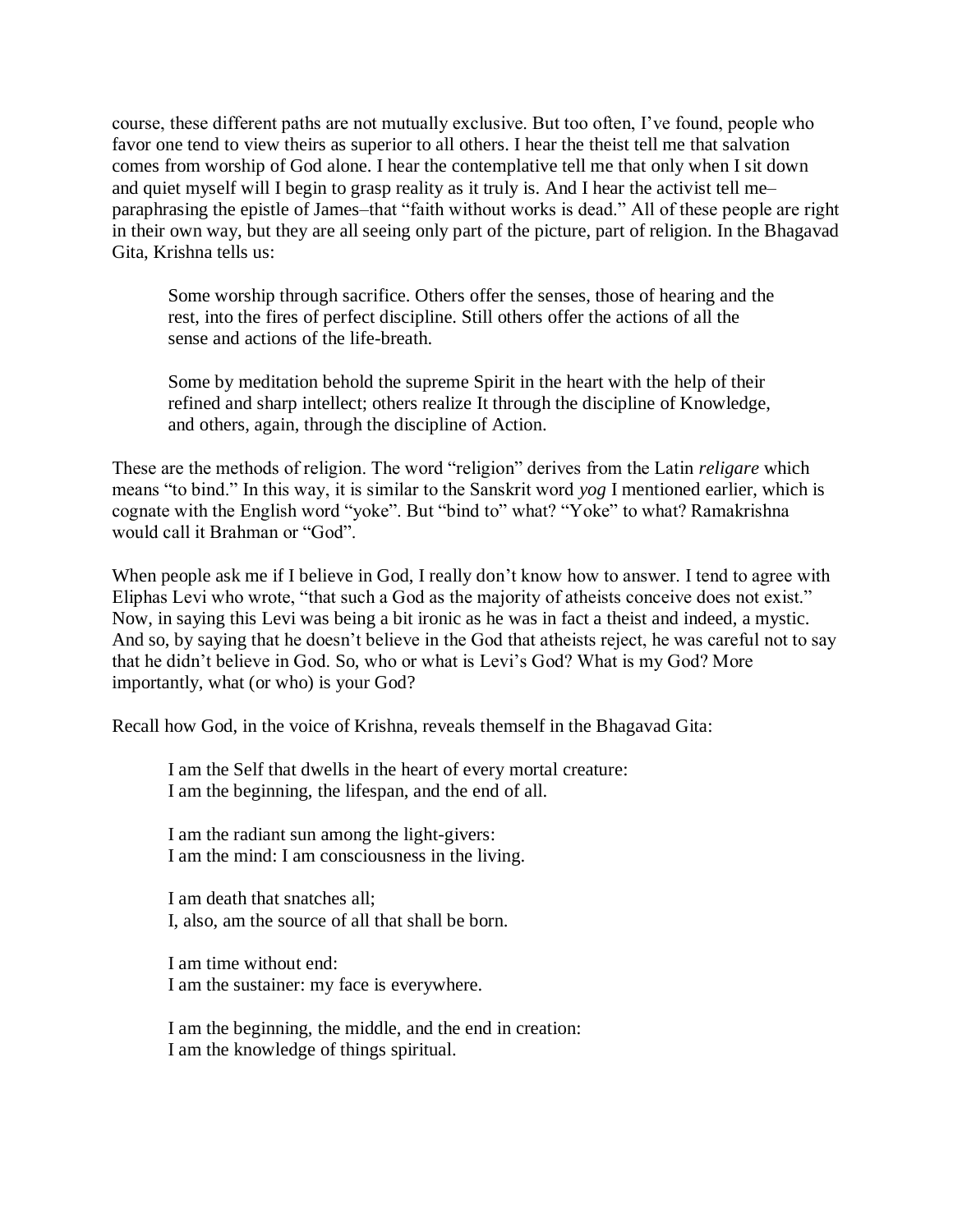course, these different paths are not mutually exclusive. But too often, I've found, people who favor one tend to view theirs as superior to all others. I hear the theist tell me that salvation comes from worship of God alone. I hear the contemplative tell me that only when I sit down and quiet myself will I begin to grasp reality as it truly is. And I hear the activist tell me–paraphrasing the epistle of James–that "faith without works is dead." All of these people are right in their own way, but they are all seeing only part of the picture, part of religion. In the Bhagavad Gita, Krishna tells us:

> Some worship through sacrifice. Others offer the senses, those of hearing and the rest, into the fires of perfect discipline. Still others offer the actions of all the sense and actions of the life-breath.
>
> Some by meditation behold the supreme Spirit in the heart with the help of their refined and sharp intellect; others realize It through the discipline of Knowledge, and others, again, through the discipline of Action.

These are the methods of religion. The word "religion" derives from the Latin *religare* which means "to bind." In this way, it is similar to the Sanskrit word *yog* I mentioned earlier, which is cognate with the English word "yoke". But "bind to" what? "Yoke" to what? Ramakrishna would call it Brahman or "God".

When people ask me if I believe in God, I really don't know how to answer. I tend to agree with Eliphas Levi who wrote, "that such a God as the majority of atheists conceive does not exist." Now, in saying this Levi was being a bit ironic as he was in fact a theist and indeed, a mystic. And so, by saying that he doesn't believe in the God that atheists reject, he was careful not to say that he didn't believe in God. So, who or what is Levi's God? What is my God? More importantly, what (or who) is your God?

Recall how God, in the voice of Krishna, reveals themself in the Bhagavad Gita:

> I am the Self that dwells in the heart of every mortal creature:
> I am the beginning, the lifespan, and the end of all.
>
> I am the radiant sun among the light-givers:
> I am the mind: I am consciousness in the living.
>
> I am death that snatches all;
> I, also, am the source of all that shall be born.
>
> I am time without end:
> I am the sustainer: my face is everywhere.
>
> I am the beginning, the middle, and the end in creation:
> I am the knowledge of things spiritual.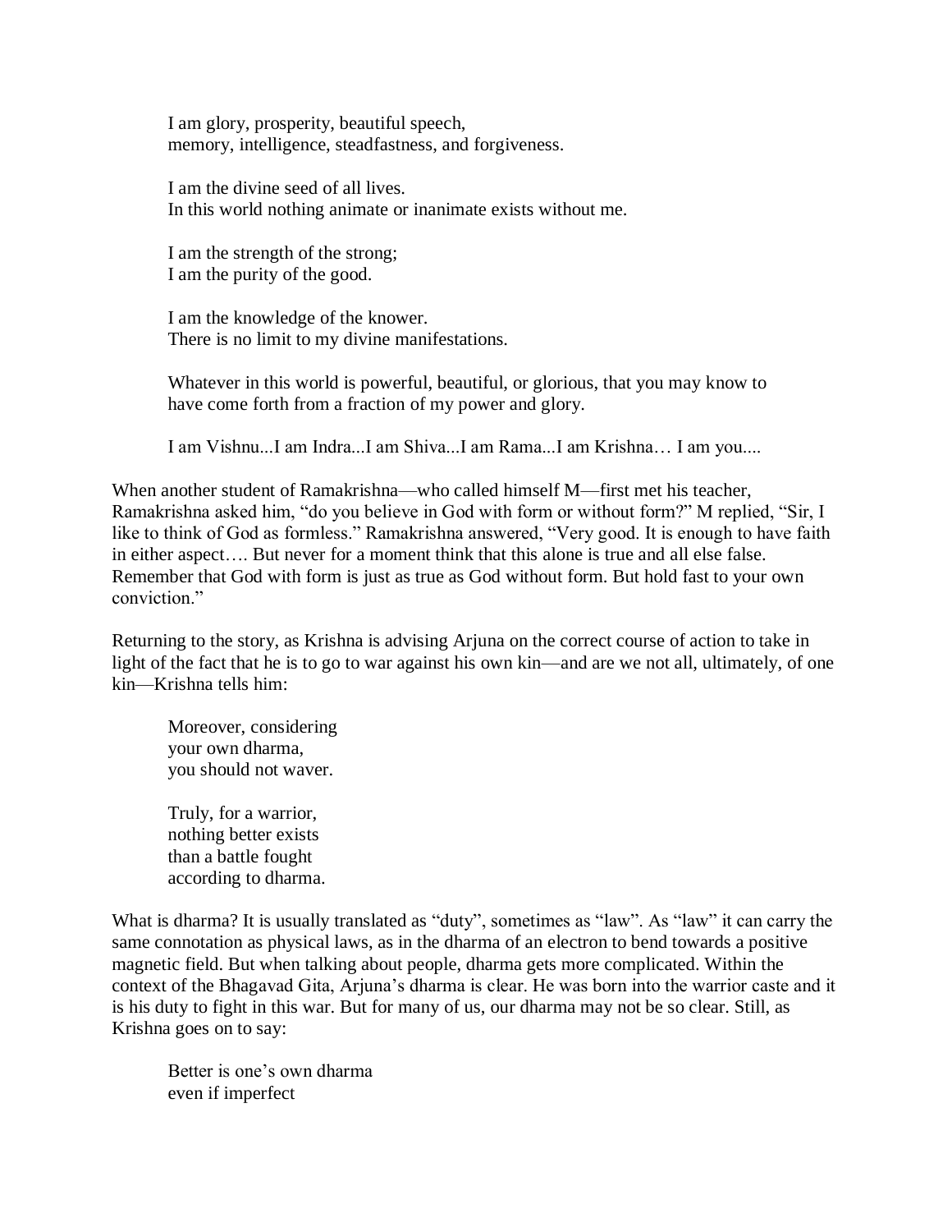> I am glory, prosperity, beautiful speech,
> memory, intelligence, steadfastness, and forgiveness.
>
> I am the divine seed of all lives.
> In this world nothing animate or inanimate exists without me.
>
> I am the strength of the strong;
> I am the purity of the good.
>
> I am the knowledge of the knower.
> There is no limit to my divine manifestations.
>
> Whatever in this world is powerful, beautiful, or glorious, that you may know to have come forth from a fraction of my power and glory.
>
> I am Vishnu...I am Indra...I am Shiva...I am Rama...I am Krishna… I am you....

When another student of Ramakrishna—who called himself M—first met his teacher, Ramakrishna asked him, "do you believe in God with form or without form?" M replied, "Sir, I like to think of God as formless." Ramakrishna answered, "Very good. It is enough to have faith in either aspect…. But never for a moment think that this alone is true and all else false. Remember that God with form is just as true as God without form. But hold fast to your own conviction."

Returning to the story, as Krishna is advising Arjuna on the correct course of action to take in light of the fact that he is to go to war against his own kin—and are we not all, ultimately, of one kin—Krishna tells him:

> Moreover, considering
> your own dharma,
> you should not waver.
>
> Truly, for a warrior,
> nothing better exists
> than a battle fought
> according to dharma.

What is dharma? It is usually translated as "duty", sometimes as "law". As "law" it can carry the same connotation as physical laws, as in the dharma of an electron to bend towards a positive magnetic field. But when talking about people, dharma gets more complicated. Within the context of the Bhagavad Gita, Arjuna's dharma is clear. He was born into the warrior caste and it is his duty to fight in this war. But for many of us, our dharma may not be so clear. Still, as Krishna goes on to say:

> Better is one's own dharma
> even if imperfect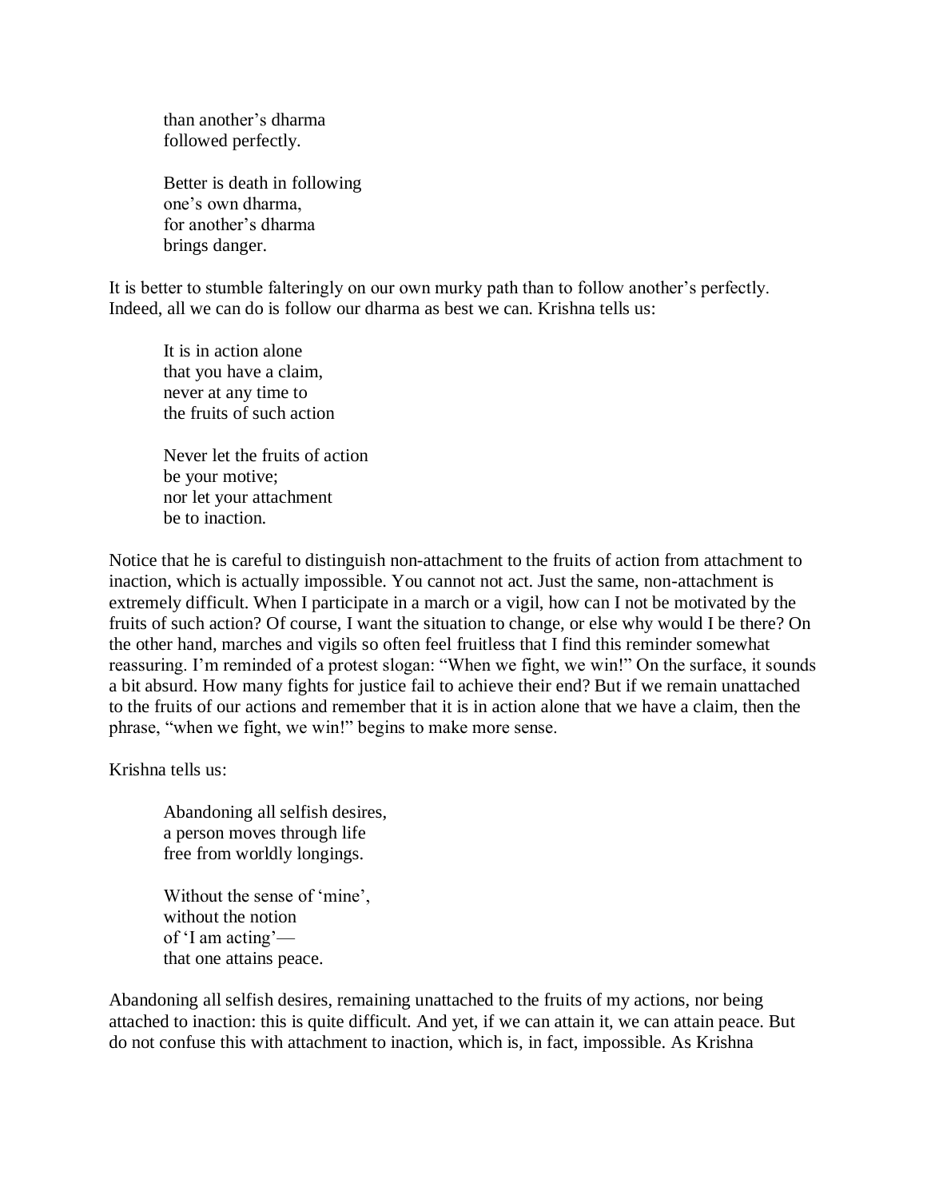> than another's dharma
> followed perfectly.
>
> Better is death in following
> one's own dharma,
> for another's dharma
> brings danger.

It is better to stumble falteringly on our own murky path than to follow another's perfectly. Indeed, all we can do is follow our dharma as best we can. Krishna tells us:

> It is in action alone
> that you have a claim,
> never at any time to
> the fruits of such action
>
> Never let the fruits of action
> be your motive;
> nor let your attachment
> be to inaction.

Notice that he is careful to distinguish non-attachment to the fruits of action from attachment to inaction, which is actually impossible. You cannot not act. Just the same, non-attachment is extremely difficult. When I participate in a march or a vigil, how can I not be motivated by the fruits of such action? Of course, I want the situation to change, or else why would I be there? On the other hand, marches and vigils so often feel fruitless that I find this reminder somewhat reassuring. I'm reminded of a protest slogan: "When we fight, we win!" On the surface, it sounds a bit absurd. How many fights for justice fail to achieve their end? But if we remain unattached to the fruits of our actions and remember that it is in action alone that we have a claim, then the phrase, "when we fight, we win!" begins to make more sense.

Krishna tells us:

> Abandoning all selfish desires,
> a person moves through life
> free from worldly longings.
>
> Without the sense of 'mine',
> without the notion
> of 'I am acting'—
> that one attains peace.

Abandoning all selfish desires, remaining unattached to the fruits of my actions, nor being attached to inaction: this is quite difficult. And yet, if we can attain it, we can attain peace. But do not confuse this with attachment to inaction, which is, in fact, impossible. As Krishna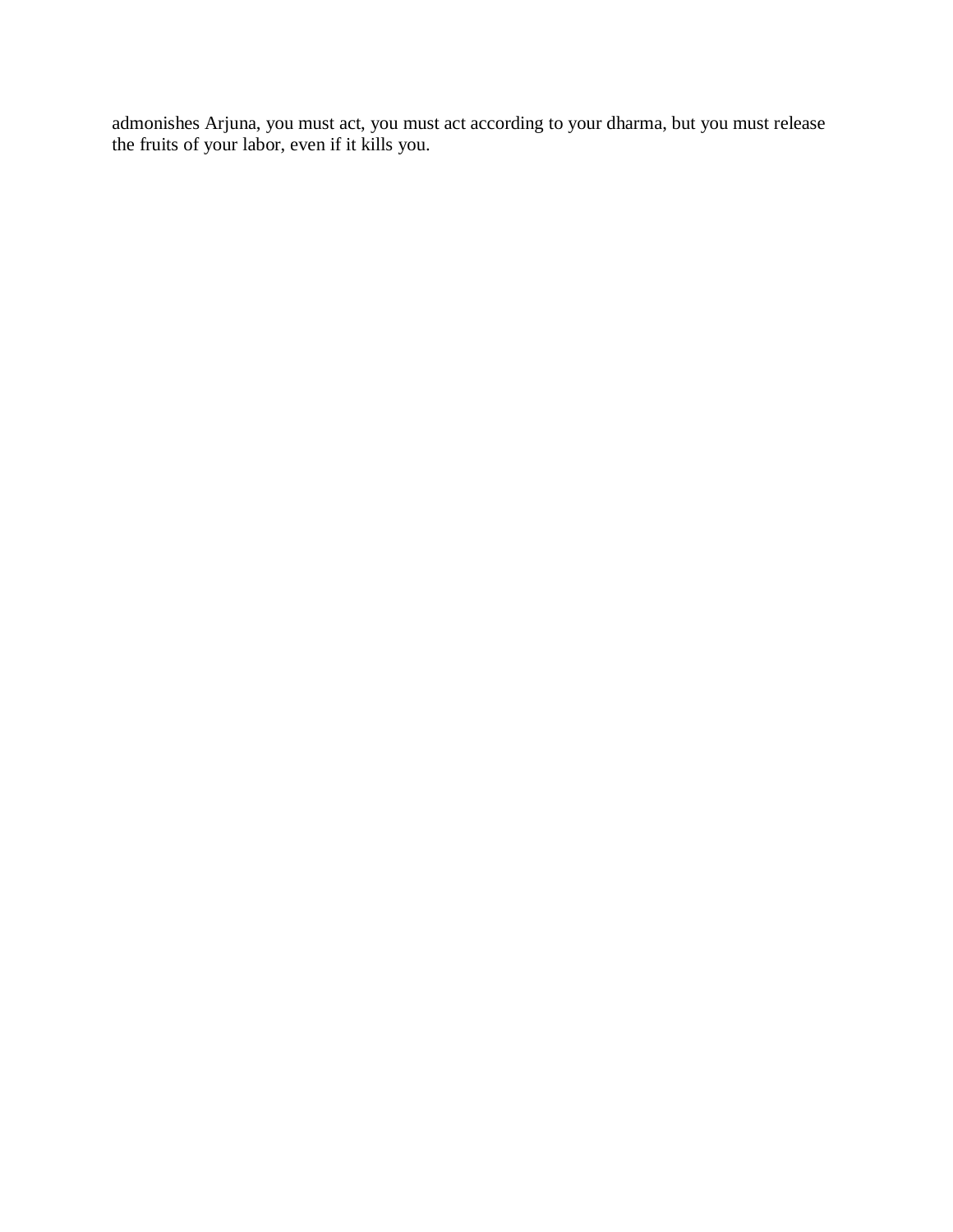admonishes Arjuna, you must act, you must act according to your dharma, but you must release the fruits of your labor, even if it kills you.